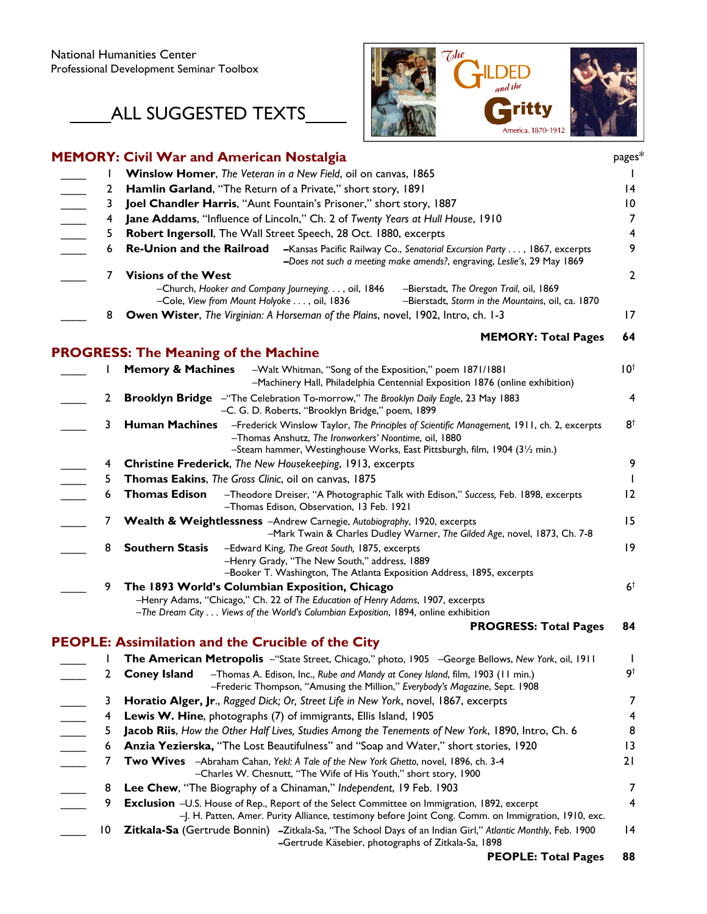National Humanities Center
Professional Development Seminar Toolbox

# ____ALL SUGGESTED TEXTS____

The Gilded and the Gritty
America, 1870-1912

## MEMORY: Civil War and American Nostalgia

| | # | Text | pages* |
|---|---|---|---|
| ____ | 1 | **Winslow Homer**, *The Veteran in a New Field*, oil on canvas, 1865 | 1 |
| ____ | 2 | **Hamlin Garland**, "The Return of a Private," short story, 1891 | 14 |
| ____ | 3 | **Joel Chandler Harris**, "Aunt Fountain's Prisoner," short story, 1887 | 10 |
| ____ | 4 | **Jane Addams**, "Influence of Lincoln," Ch. 2 of *Twenty Years at Hull House*, 1910 | 7 |
| ____ | 5 | **Robert Ingersoll**, The Wall Street Speech, 28 Oct. 1880, excerpts | 4 |
| ____ | 6 | **Re-Union and the Railroad** –Kansas Pacific Railway Co., *Senatorial Excursion Party . . .*, 1867, excerpts –*Does not such a meeting make amends?*, engraving, *Leslie's*, 29 May 1869 | 9 |
| ____ | 7 | **Visions of the West** –Church, *Hooker and Company Journeying. . .*, oil, 1846 –Cole, *View from Mount Holyoke . . .*, oil, 1836 –Bierstadt, *The Oregon Trail*, oil, 1869 –Bierstadt, *Storm in the Mountains*, oil, ca. 1870 | 2 |
| ____ | 8 | **Owen Wister**, *The Virginian: A Horseman of the Plains*, novel, 1902, Intro, ch. 1-3 | 17 |
| | | **MEMORY: Total Pages** | **64** |

## PROGRESS: The Meaning of the Machine

| | # | Text | pages* |
|---|---|---|---|
| ____ | 1 | **Memory & Machines** –Walt Whitman, "Song of the Exposition," poem 1871/1881 –Machinery Hall, Philadelphia Centennial Exposition 1876 (online exhibition) | 10† |
| ____ | 2 | **Brooklyn Bridge** –"The Celebration To-morrow," *The Brooklyn Daily Eagle*, 23 May 1883 –C. G. D. Roberts, "Brooklyn Bridge," poem, 1899 | 4 |
| ____ | 3 | **Human Machines** –Frederick Winslow Taylor, *The Principles of Scientific Management*, 1911, ch. 2, excerpts –Thomas Anshutz, *The Ironworkers' Noontime*, oil, 1880 –Steam hammer, Westinghouse Works, East Pittsburgh, film, 1904 (3½ min.) | 8† |
| ____ | 4 | **Christine Frederick**, *The New Housekeeping*, 1913, excerpts | 9 |
| ____ | 5 | **Thomas Eakins**, *The Gross Clinic*, oil on canvas, 1875 | 1 |
| ____ | 6 | **Thomas Edison** –Theodore Dreiser, "A Photographic Talk with Edison," *Success*, Feb. 1898, excerpts –Thomas Edison, Observation, 13 Feb. 1921 | 12 |
| ____ | 7 | **Wealth & Weightlessness** –Andrew Carnegie, *Autobiography*, 1920, excerpts –Mark Twain & Charles Dudley Warner, *The Gilded Age*, novel, 1873, Ch. 7-8 | 15 |
| ____ | 8 | **Southern Stasis** –Edward King, *The Great South*, 1875, excerpts –Henry Grady, "The New South," address, 1889 –Booker T. Washington, The Atlanta Exposition Address, 1895, excerpts | 19 |
| ____ | 9 | **The 1893 World's Columbian Exposition, Chicago** –Henry Adams, "Chicago," Ch. 22 of *The Education of Henry Adams*, 1907, excerpts –*The Dream City . . . Views of the World's Columbian Exposition*, 1894, online exhibition | 6† |
| | | **PROGRESS: Total Pages** | **84** |

## PEOPLE: Assimilation and the Crucible of the City

| | # | Text | pages* |
|---|---|---|---|
| ____ | 1 | **The American Metropolis** –"State Street, Chicago," photo, 1905 –George Bellows, *New York*, oil, 1911 | 1 |
| ____ | 2 | **Coney Island** –Thomas A. Edison, Inc., *Rube and Mandy at Coney Island*, film, 1903 (11 min.) –Frederic Thompson, "Amusing the Million," *Everybody's Magazine*, Sept. 1908 | 9† |
| ____ | 3 | **Horatio Alger, Jr.**, *Ragged Dick; Or, Street Life in New York*, novel, 1867, excerpts | 7 |
| ____ | 4 | **Lewis W. Hine**, photographs (7) of immigrants, Ellis Island, 1905 | 4 |
| ____ | 5 | **Jacob Riis**, *How the Other Half Lives, Studies Among the Tenements of New York*, 1890, Intro, Ch. 6 | 8 |
| ____ | 6 | **Anzia Yezierska,** "The Lost Beautifulness" and "Soap and Water," short stories, 1920 | 13 |
| ____ | 7 | **Two Wives** –Abraham Cahan, *Yekl: A Tale of the New York Ghetto*, novel, 1896, ch. 3-4 –Charles W. Chesnutt, "The Wife of His Youth," short story, 1900 | 21 |
| ____ | 8 | **Lee Chew**, "The Biography of a Chinaman," *Independent*, 19 Feb. 1903 | 7 |
| ____ | 9 | **Exclusion** –U.S. House of Rep., Report of the Select Committee on Immigration, 1892, excerpt –J. H. Patten, Amer. Purity Alliance, testimony before Joint Cong. Comm. on Immigration, 1910, exc. | 4 |
| ____ | 10 | **Zitkala-Sa** (Gertrude Bonnin) –Zitkala-Sa, "The School Days of an Indian Girl," *Atlantic Monthly*, Feb. 1900 –Gertrude Käsebier, photographs of Zitkala-Sa, 1898 | 14 |
| | | **PEOPLE: Total Pages** | **88** |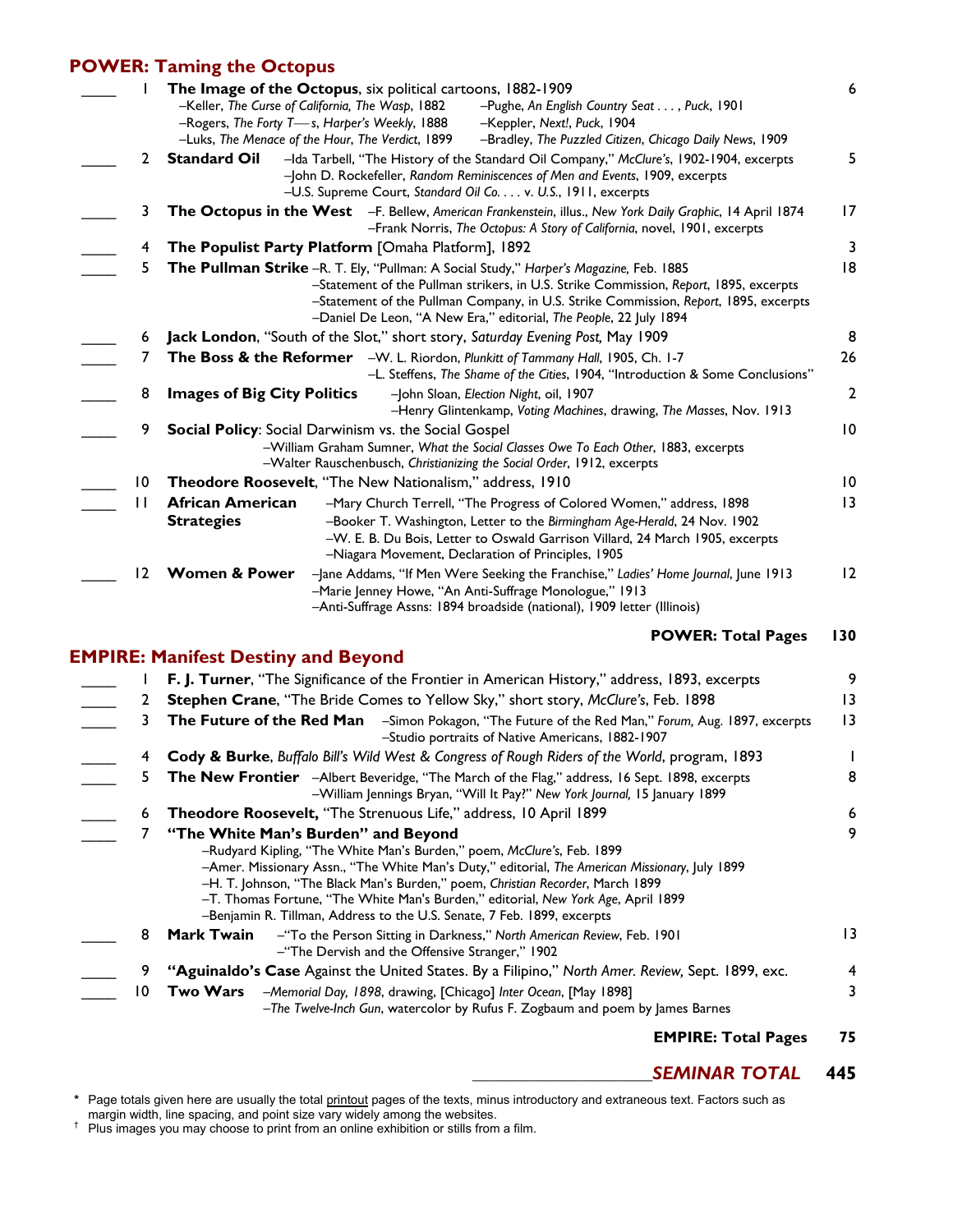## POWER: Taming the Octopus

| | | | |
|---|---|---|---|
| ____ | 1 | **The Image of the Octopus**, six political cartoons, 1882-1909<br>–Keller, *The Curse of California, The Wasp*, 1882<br>–Rogers, *The Forty T—s, Harper's Weekly*, 1888<br>–Luks, *The Menace of the Hour, The Verdict*, 1899<br>–Pughe, *An English Country Seat . . . , Puck*, 1901<br>–Keppler, *Next!, Puck*, 1904<br>–Bradley, *The Puzzled Citizen, Chicago Daily News*, 1909 | 6 |
| ____ | 2 | **Standard Oil** –Ida Tarbell, "The History of the Standard Oil Company," *McClure's*, 1902-1904, excerpts<br>–John D. Rockefeller, *Random Reminiscences of Men and Events*, 1909, excerpts<br>–U.S. Supreme Court, *Standard Oil Co. . . . v. U.S.*, 1911, excerpts | 5 |
| ____ | 3 | **The Octopus in the West** –F. Bellew, *American Frankenstein*, illus., *New York Daily Graphic*, 14 April 1874<br>–Frank Norris, *The Octopus: A Story of California*, novel, 1901, excerpts | 17 |
| ____ | 4 | **The Populist Party Platform** [Omaha Platform], 1892 | 3 |
| ____ | 5 | **The Pullman Strike** –R. T. Ely, "Pullman: A Social Study," *Harper's Magazine*, Feb. 1885<br>–Statement of the Pullman strikers, in U.S. Strike Commission, *Report*, 1895, excerpts<br>–Statement of the Pullman Company, in U.S. Strike Commission, *Report*, 1895, excerpts<br>–Daniel De Leon, "A New Era," editorial, *The People*, 22 July 1894 | 18 |
| ____ | 6 | **Jack London**, "South of the Slot," short story, *Saturday Evening Post*, May 1909 | 8 |
| ____ | 7 | **The Boss & the Reformer** –W. L. Riordon, *Plunkitt of Tammany Hall*, 1905, Ch. 1-7<br>–L. Steffens, *The Shame of the Cities*, 1904, "Introduction & Some Conclusions" | 26 |
| ____ | 8 | **Images of Big City Politics** –John Sloan, *Election Night*, oil, 1907<br>–Henry Glintenkamp, *Voting Machines*, drawing, *The Masses*, Nov. 1913 | 2 |
| ____ | 9 | **Social Policy**: Social Darwinism vs. the Social Gospel<br>–William Graham Sumner, *What the Social Classes Owe To Each Other*, 1883, excerpts<br>–Walter Rauschenbusch, *Christianizing the Social Order*, 1912, excerpts | 10 |
| | 10 | **Theodore Roosevelt**, "The New Nationalism," address, 1910 | 10 |
| ____ | 11 | **African American Strategies** –Mary Church Terrell, "The Progress of Colored Women," address, 1898<br>–Booker T. Washington, Letter to the *Birmingham Age-Herald*, 24 Nov. 1902<br>–W. E. B. Du Bois, Letter to Oswald Garrison Villard, 24 March 1905, excerpts<br>–Niagara Movement, Declaration of Principles, 1905 | 13 |
| ____ | 12 | **Women & Power** –Jane Addams, "If Men Were Seeking the Franchise," *Ladies' Home Journal*, June 1913<br>–Marie Jenney Howe, "An Anti-Suffrage Monologue," 1913<br>–Anti-Suffrage Assns: 1894 broadside (national), 1909 letter (Illinois) | 12 |
| | | **POWER: Total Pages** | **130** |

## EMPIRE: Manifest Destiny and Beyond

| | | | |
|---|---|---|---|
| ____ | 1 | **F. J. Turner**, "The Significance of the Frontier in American History," address, 1893, excerpts | 9 |
| ____ | 2 | **Stephen Crane**, "The Bride Comes to Yellow Sky," short story, *McClure's*, Feb. 1898 | 13 |
| ____ | 3 | **The Future of the Red Man** –Simon Pokagon, "The Future of the Red Man," *Forum*, Aug. 1897, excerpts<br>–Studio portraits of Native Americans, 1882-1907 | 13 |
| ____ | 4 | **Cody & Burke**, *Buffalo Bill's Wild West & Congress of Rough Riders of the World*, program, 1893 | 1 |
| ____ | 5 | **The New Frontier** –Albert Beveridge, "The March of the Flag," address, 16 Sept. 1898, excerpts<br>–William Jennings Bryan, "Will It Pay?" *New York Journal*, 15 January 1899 | 8 |
| ____ | 6 | **Theodore Roosevelt,** "The Strenuous Life," address, 10 April 1899 | 6 |
| ____ | 7 | **"The White Man's Burden" and Beyond**<br>–Rudyard Kipling, "The White Man's Burden," poem, *McClure's*, Feb. 1899<br>–Amer. Missionary Assn., "The White Man's Duty," editorial, *The American Missionary*, July 1899<br>–H. T. Johnson, "The Black Man's Burden," poem, *Christian Recorder*, March 1899<br>–T. Thomas Fortune, "The White Man's Burden," editorial, *New York Age*, April 1899<br>–Benjamin R. Tillman, Address to the U.S. Senate, 7 Feb. 1899, excerpts | 9 |
| ____ | 8 | **Mark Twain** –"To the Person Sitting in Darkness," *North American Review*, Feb. 1901<br>–"The Dervish and the Offensive Stranger," 1902 | 13 |
| ____ | 9 | **"Aguinaldo's Case** Against the United States. By a Filipino," *North Amer. Review*, Sept. 1899, exc. | 4 |
| ____ | 10 | **Two Wars** –*Memorial Day, 1898*, drawing, [Chicago] *Inter Ocean*, [May 1898]<br>–*The Twelve-Inch Gun*, watercolor by Rufus F. Zogbaum and poem by James Barnes | 3 |
| | | **EMPIRE: Total Pages** | **75** |

____________________ ***SEMINAR TOTAL*** **445**

\* Page totals given here are usually the total printout pages of the texts, minus introductory and extraneous text. Factors such as margin width, line spacing, and point size vary widely among the websites.

† Plus images you may choose to print from an online exhibition or stills from a film.